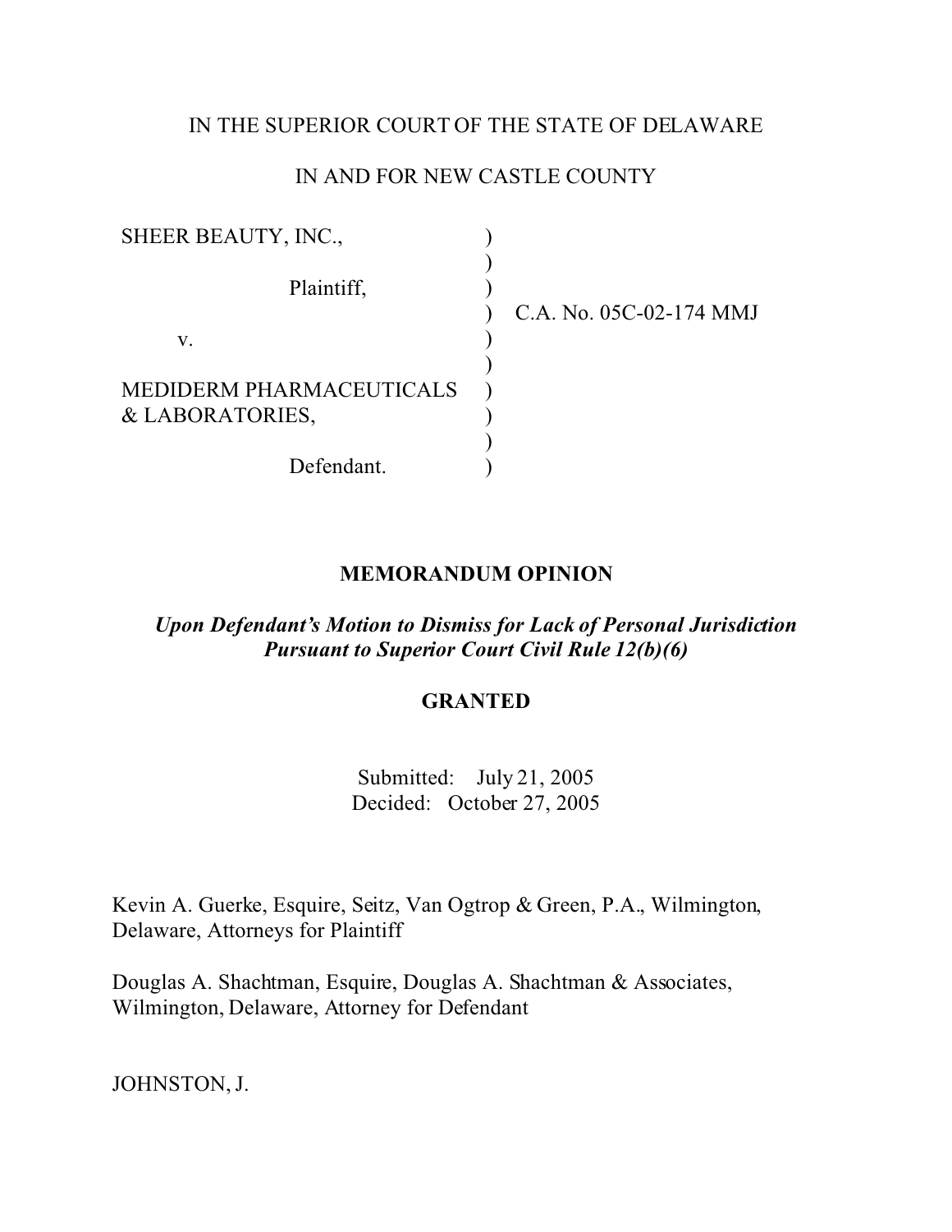IN THE SUPERIOR COURT OF THE STATE OF DELAWARE

IN AND FOR NEW CASTLE COUNTY

| | | |
|---|---|---|
| SHEER BEAUTY, INC., | ) | |
| | ) | |
| Plaintiff, | ) | |
| | ) | C.A. No. 05C-02-174 MMJ |
| v. | ) | |
| | ) | |
| MEDIDERM PHARMACEUTICALS | ) | |
| & LABORATORIES, | ) | |
| | ) | |
| Defendant. | ) | |

## MEMORANDUM OPINION

***Upon Defendant's Motion to Dismiss for Lack of Personal Jurisdiction Pursuant to Superior Court Civil Rule 12(b)(6)***

**GRANTED**

Submitted: July 21, 2005
Decided: October 27, 2005

Kevin A. Guerke, Esquire, Seitz, Van Ogtrop & Green, P.A., Wilmington, Delaware, Attorneys for Plaintiff

Douglas A. Shachtman, Esquire, Douglas A. Shachtman & Associates, Wilmington, Delaware, Attorney for Defendant

JOHNSTON, J.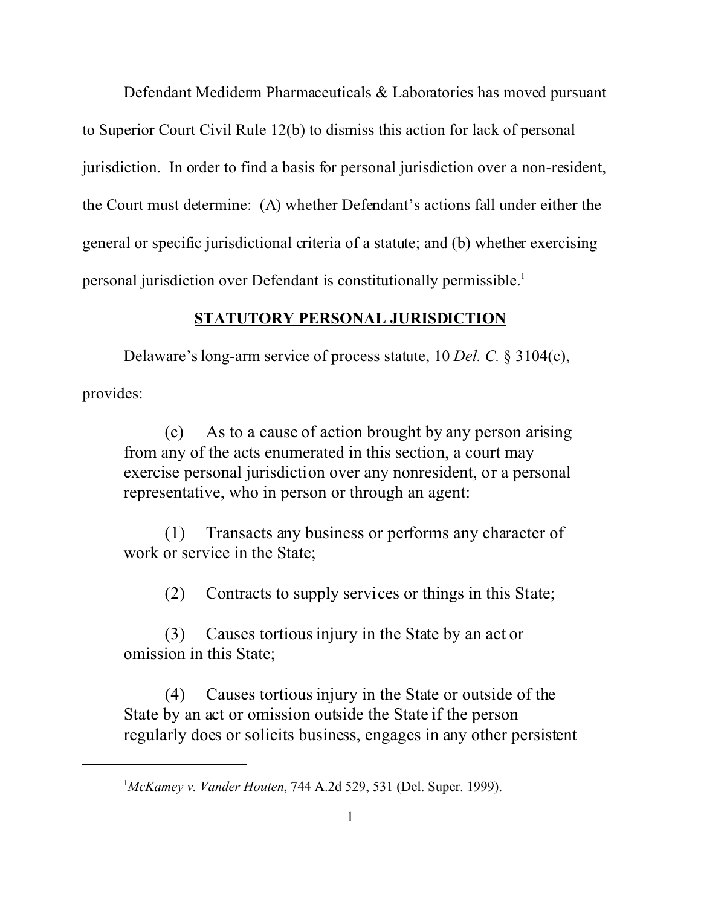Defendant Mediderm Pharmaceuticals & Laboratories has moved pursuant to Superior Court Civil Rule 12(b) to dismiss this action for lack of personal jurisdiction. In order to find a basis for personal jurisdiction over a non-resident, the Court must determine: (A) whether Defendant's actions fall under either the general or specific jurisdictional criteria of a statute; and (b) whether exercising personal jurisdiction over Defendant is constitutionally permissible.[1]

## STATUTORY PERSONAL JURISDICTION

Delaware's long-arm service of process statute, 10 *Del. C.* § 3104(c), provides:

> (c) As to a cause of action brought by any person arising from any of the acts enumerated in this section, a court may exercise personal jurisdiction over any nonresident, or a personal representative, who in person or through an agent:
>
> (1) Transacts any business or performs any character of work or service in the State;
>
> (2) Contracts to supply services or things in this State;
>
> (3) Causes tortious injury in the State by an act or omission in this State;
>
> (4) Causes tortious injury in the State or outside of the State by an act or omission outside the State if the person regularly does or solicits business, engages in any other persistent

---

[1] *McKamey v. Vander Houten*, 744 A.2d 529, 531 (Del. Super. 1999).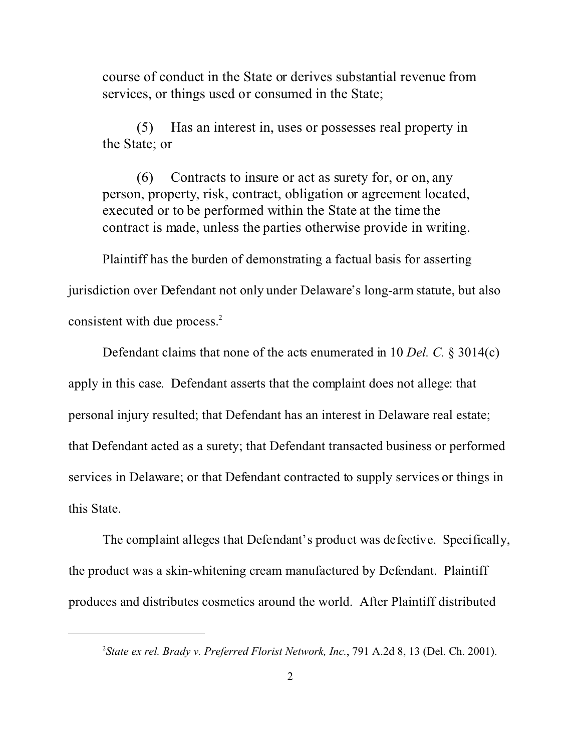course of conduct in the State or derives substantial revenue from services, or things used or consumed in the State;

> (5) Has an interest in, uses or possesses real property in the State; or
>
> (6) Contracts to insure or act as surety for, or on, any person, property, risk, contract, obligation or agreement located, executed or to be performed within the State at the time the contract is made, unless the parties otherwise provide in writing.

Plaintiff has the burden of demonstrating a factual basis for asserting jurisdiction over Defendant not only under Delaware's long-arm statute, but also consistent with due process.[2]

Defendant claims that none of the acts enumerated in 10 *Del. C.* § 3014(c) apply in this case. Defendant asserts that the complaint does not allege: that personal injury resulted; that Defendant has an interest in Delaware real estate; that Defendant acted as a surety; that Defendant transacted business or performed services in Delaware; or that Defendant contracted to supply services or things in this State.

The complaint alleges that Defendant's product was defective. Specifically, the product was a skin-whitening cream manufactured by Defendant. Plaintiff produces and distributes cosmetics around the world. After Plaintiff distributed

---

[2] *State ex rel. Brady v. Preferred Florist Network, Inc.*, 791 A.2d 8, 13 (Del. Ch. 2001).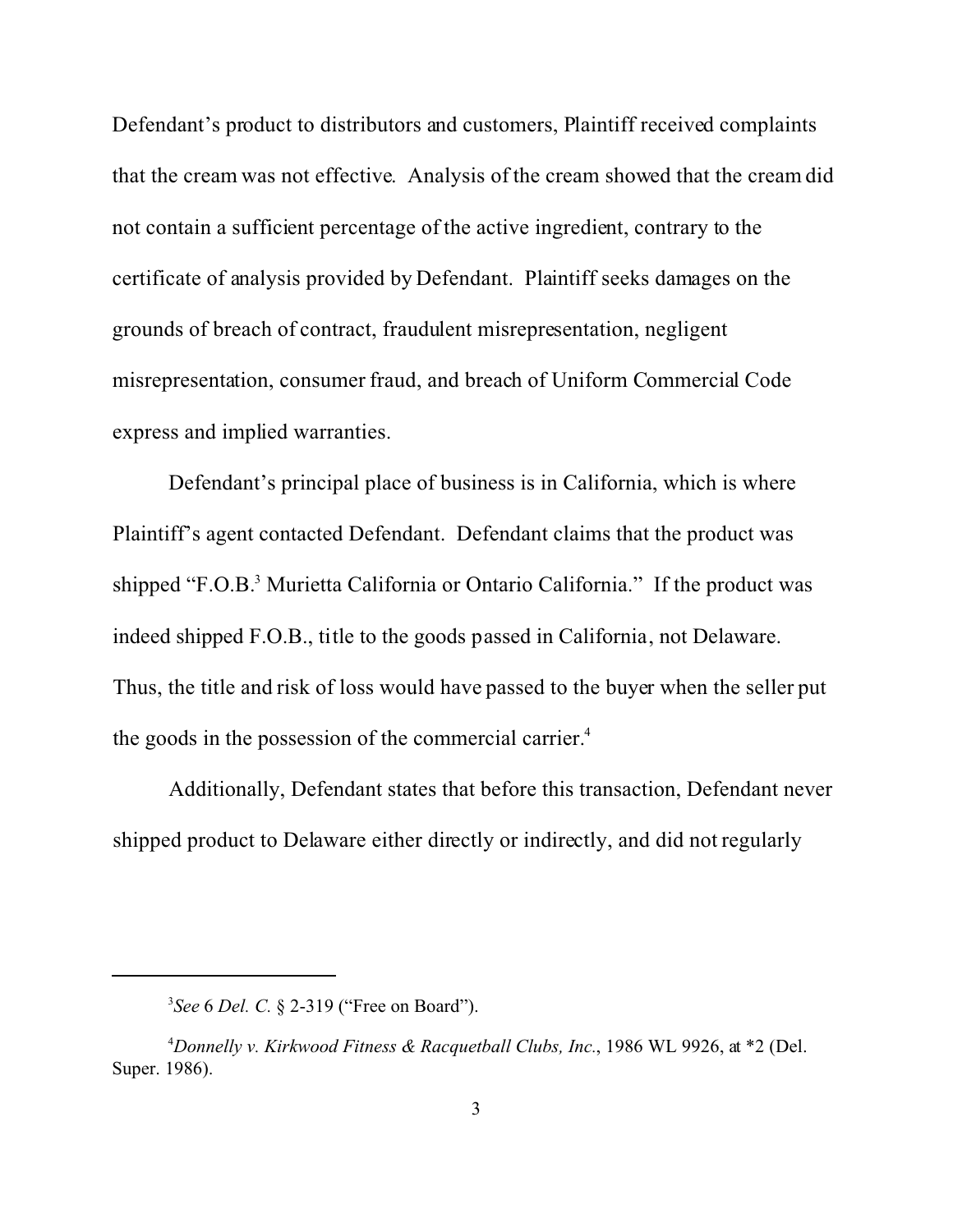Defendant's product to distributors and customers, Plaintiff received complaints that the cream was not effective. Analysis of the cream showed that the cream did not contain a sufficient percentage of the active ingredient, contrary to the certificate of analysis provided by Defendant. Plaintiff seeks damages on the grounds of breach of contract, fraudulent misrepresentation, negligent misrepresentation, consumer fraud, and breach of Uniform Commercial Code express and implied warranties.

Defendant's principal place of business is in California, which is where Plaintiff's agent contacted Defendant. Defendant claims that the product was shipped "F.O.B.[3] Murietta California or Ontario California." If the product was indeed shipped F.O.B., title to the goods passed in California, not Delaware. Thus, the title and risk of loss would have passed to the buyer when the seller put the goods in the possession of the commercial carrier.[4]

Additionally, Defendant states that before this transaction, Defendant never shipped product to Delaware either directly or indirectly, and did not regularly

---

[3] *See* 6 *Del. C.* § 2-319 ("Free on Board").

[4] *Donnelly v. Kirkwood Fitness & Racquetball Clubs, Inc.*, 1986 WL 9926, at *2 (Del. Super. 1986).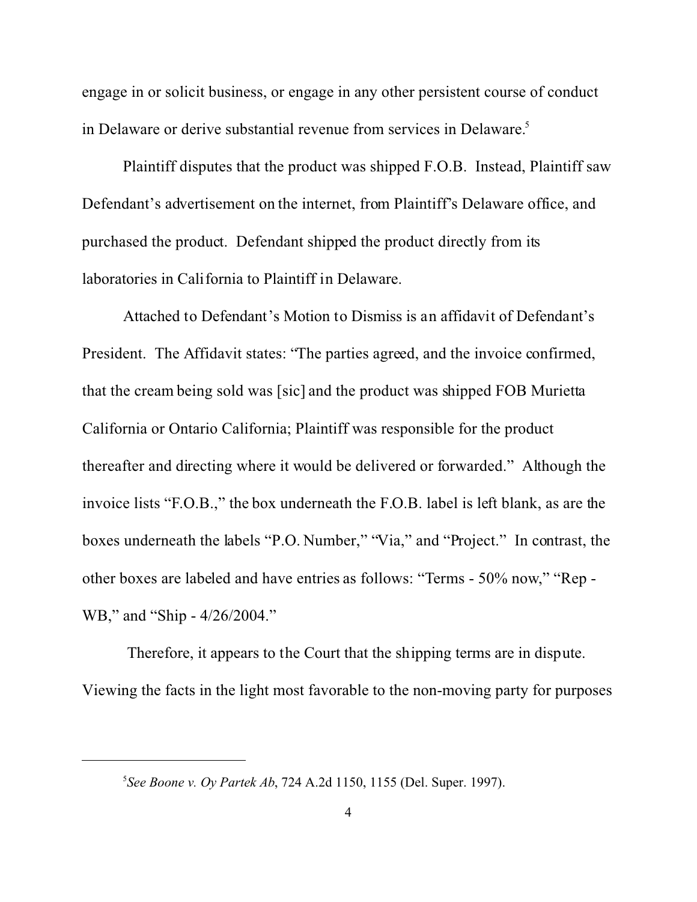engage in or solicit business, or engage in any other persistent course of conduct in Delaware or derive substantial revenue from services in Delaware.[5]

Plaintiff disputes that the product was shipped F.O.B. Instead, Plaintiff saw Defendant's advertisement on the internet, from Plaintiff's Delaware office, and purchased the product. Defendant shipped the product directly from its laboratories in California to Plaintiff in Delaware.

Attached to Defendant's Motion to Dismiss is an affidavit of Defendant's President. The Affidavit states: "The parties agreed, and the invoice confirmed, that the cream being sold was [sic] and the product was shipped FOB Murietta California or Ontario California; Plaintiff was responsible for the product thereafter and directing where it would be delivered or forwarded." Although the invoice lists "F.O.B.," the box underneath the F.O.B. label is left blank, as are the boxes underneath the labels "P.O. Number," "Via," and "Project." In contrast, the other boxes are labeled and have entries as follows: "Terms - 50% now," "Rep - WB," and "Ship - 4/26/2004."

Therefore, it appears to the Court that the shipping terms are in dispute. Viewing the facts in the light most favorable to the non-moving party for purposes

---

[5] *See Boone v. Oy Partek Ab*, 724 A.2d 1150, 1155 (Del. Super. 1997).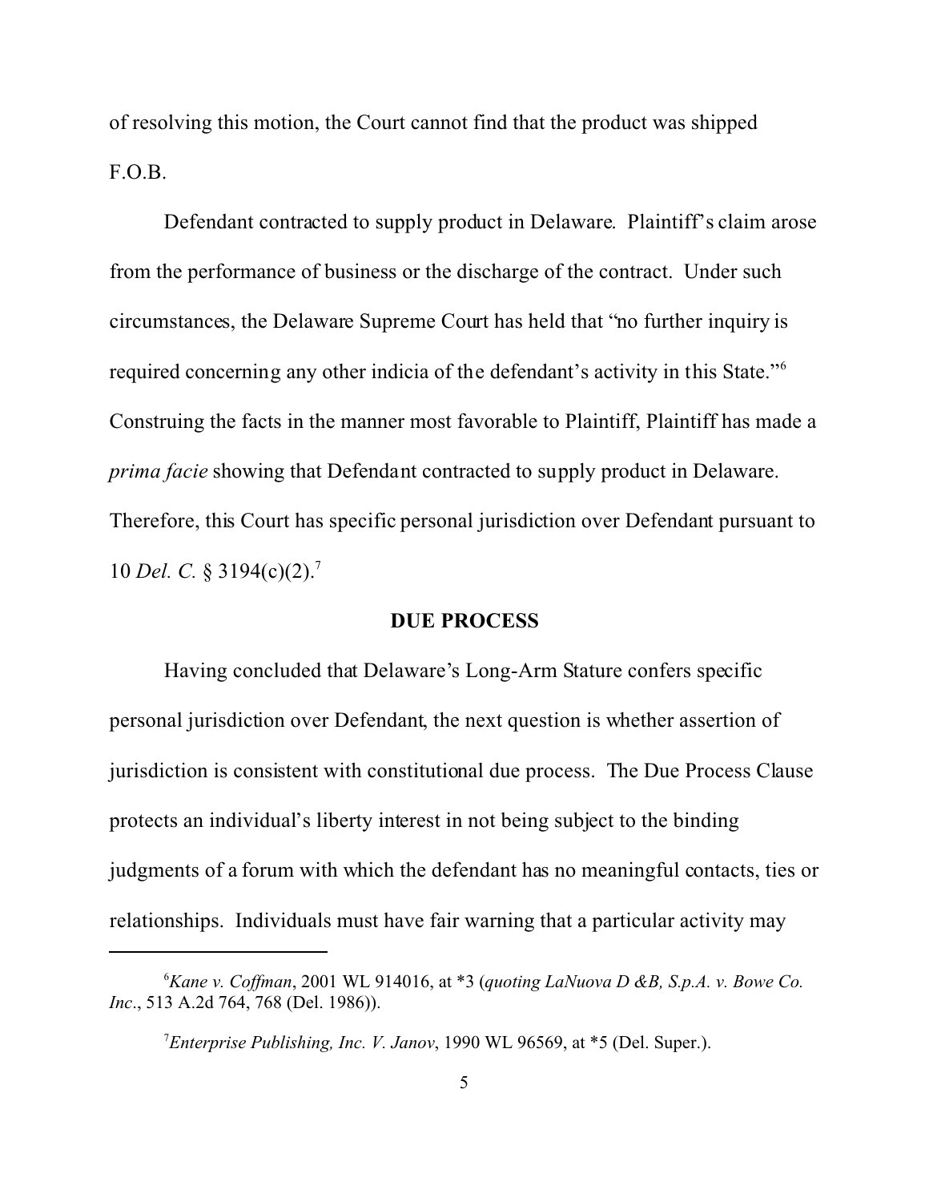of resolving this motion, the Court cannot find that the product was shipped F.O.B.

Defendant contracted to supply product in Delaware. Plaintiff's claim arose from the performance of business or the discharge of the contract. Under such circumstances, the Delaware Supreme Court has held that "no further inquiry is required concerning any other indicia of the defendant's activity in this State."[6] Construing the facts in the manner most favorable to Plaintiff, Plaintiff has made a *prima facie* showing that Defendant contracted to supply product in Delaware. Therefore, this Court has specific personal jurisdiction over Defendant pursuant to 10 *Del. C.* § 3194(c)(2).[7]

## DUE PROCESS

Having concluded that Delaware's Long-Arm Stature confers specific personal jurisdiction over Defendant, the next question is whether assertion of jurisdiction is consistent with constitutional due process. The Due Process Clause protects an individual's liberty interest in not being subject to the binding judgments of a forum with which the defendant has no meaningful contacts, ties or relationships. Individuals must have fair warning that a particular activity may

---

[6] *Kane v. Coffman*, 2001 WL 914016, at *3 (*quoting LaNuova D &B, S.p.A. v. Bowe Co. Inc*., 513 A.2d 764, 768 (Del. 1986)).

[7] *Enterprise Publishing, Inc. V. Janov*, 1990 WL 96569, at *5 (Del. Super.).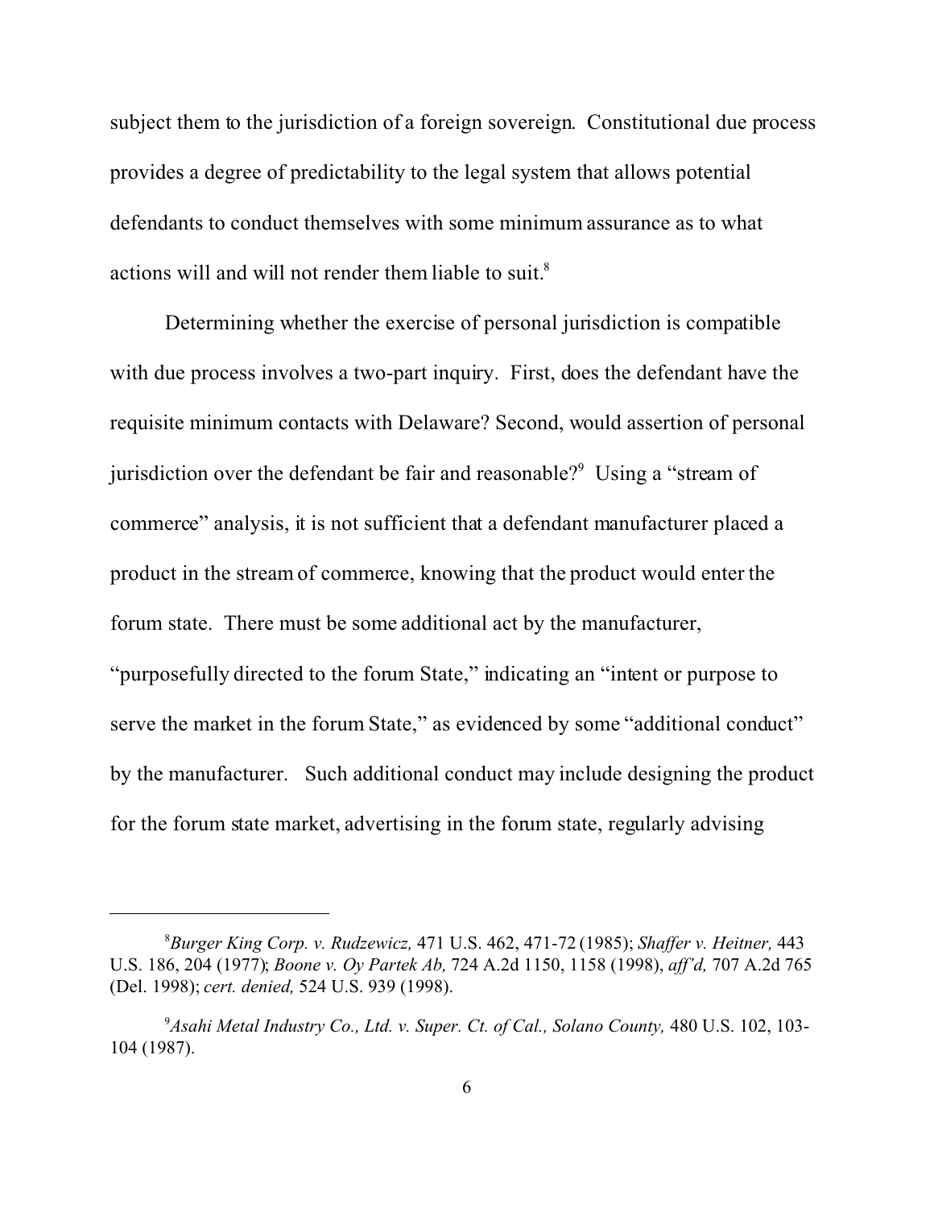subject them to the jurisdiction of a foreign sovereign. Constitutional due process provides a degree of predictability to the legal system that allows potential defendants to conduct themselves with some minimum assurance as to what actions will and will not render them liable to suit.[8]

Determining whether the exercise of personal jurisdiction is compatible with due process involves a two-part inquiry. First, does the defendant have the requisite minimum contacts with Delaware? Second, would assertion of personal jurisdiction over the defendant be fair and reasonable?[9] Using a "stream of commerce" analysis, it is not sufficient that a defendant manufacturer placed a product in the stream of commerce, knowing that the product would enter the forum state. There must be some additional act by the manufacturer, "purposefully directed to the forum State," indicating an "intent or purpose to serve the market in the forum State," as evidenced by some "additional conduct" by the manufacturer. Such additional conduct may include designing the product for the forum state market, advertising in the forum state, regularly advising

---

[8] *Burger King Corp. v. Rudzewicz,* 471 U.S. 462, 471-72 (1985); *Shaffer v. Heitner,* 443 U.S. 186, 204 (1977); *Boone v. Oy Partek Ab,* 724 A.2d 1150, 1158 (1998), *aff'd,* 707 A.2d 765 (Del. 1998); *cert. denied,* 524 U.S. 939 (1998).

[9] *Asahi Metal Industry Co., Ltd. v. Super. Ct. of Cal., Solano County,* 480 U.S. 102, 103-104 (1987).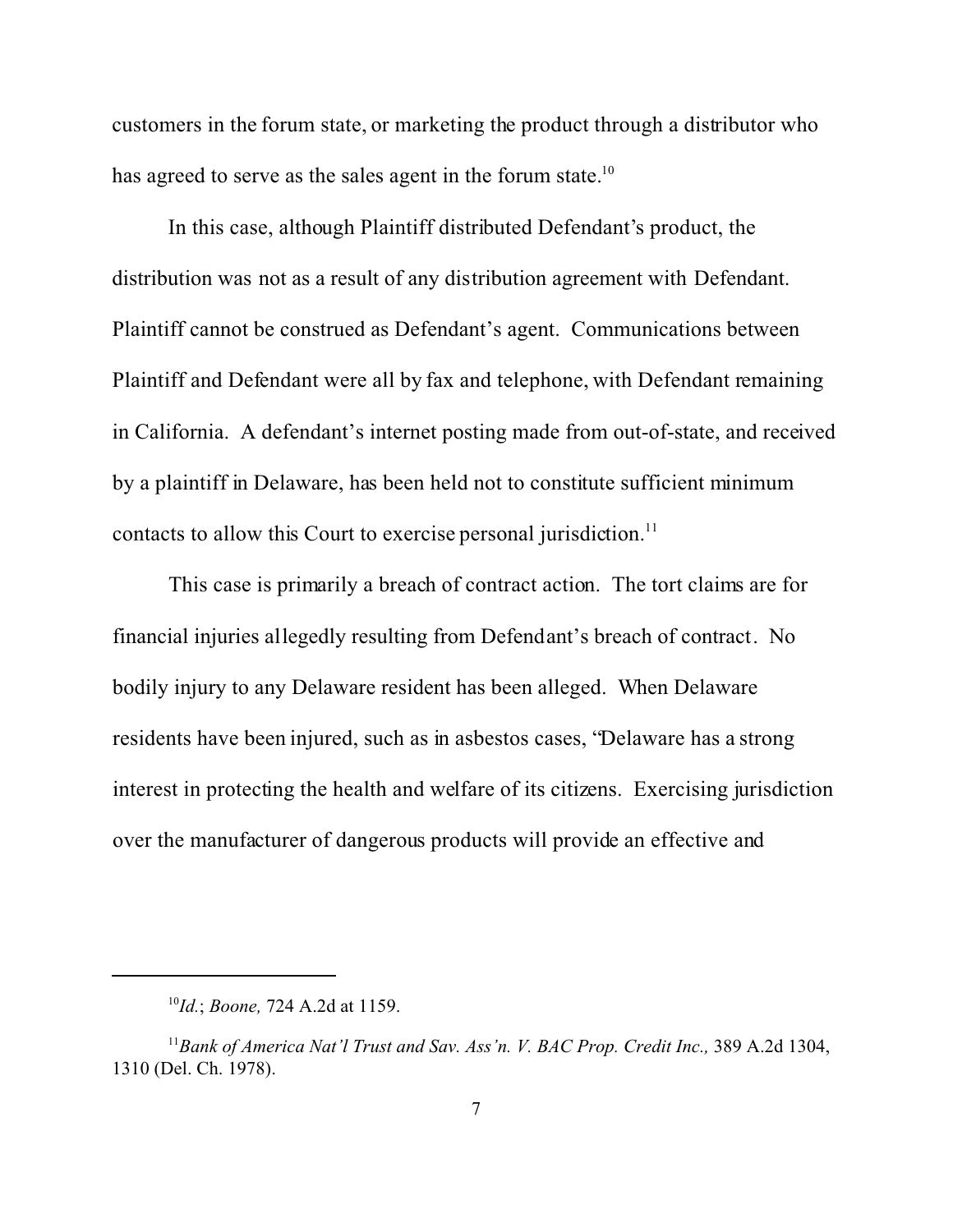customers in the forum state, or marketing the product through a distributor who has agreed to serve as the sales agent in the forum state.[10]

In this case, although Plaintiff distributed Defendant's product, the distribution was not as a result of any distribution agreement with Defendant. Plaintiff cannot be construed as Defendant's agent. Communications between Plaintiff and Defendant were all by fax and telephone, with Defendant remaining in California. A defendant's internet posting made from out-of-state, and received by a plaintiff in Delaware, has been held not to constitute sufficient minimum contacts to allow this Court to exercise personal jurisdiction.[11]

This case is primarily a breach of contract action. The tort claims are for financial injuries allegedly resulting from Defendant's breach of contract. No bodily injury to any Delaware resident has been alleged. When Delaware residents have been injured, such as in asbestos cases, "Delaware has a strong interest in protecting the health and welfare of its citizens. Exercising jurisdiction over the manufacturer of dangerous products will provide an effective and

---

[10] *Id.*; *Boone,* 724 A.2d at 1159.

[11] *Bank of America Nat'l Trust and Sav. Ass'n. V. BAC Prop. Credit Inc.,* 389 A.2d 1304, 1310 (Del. Ch. 1978).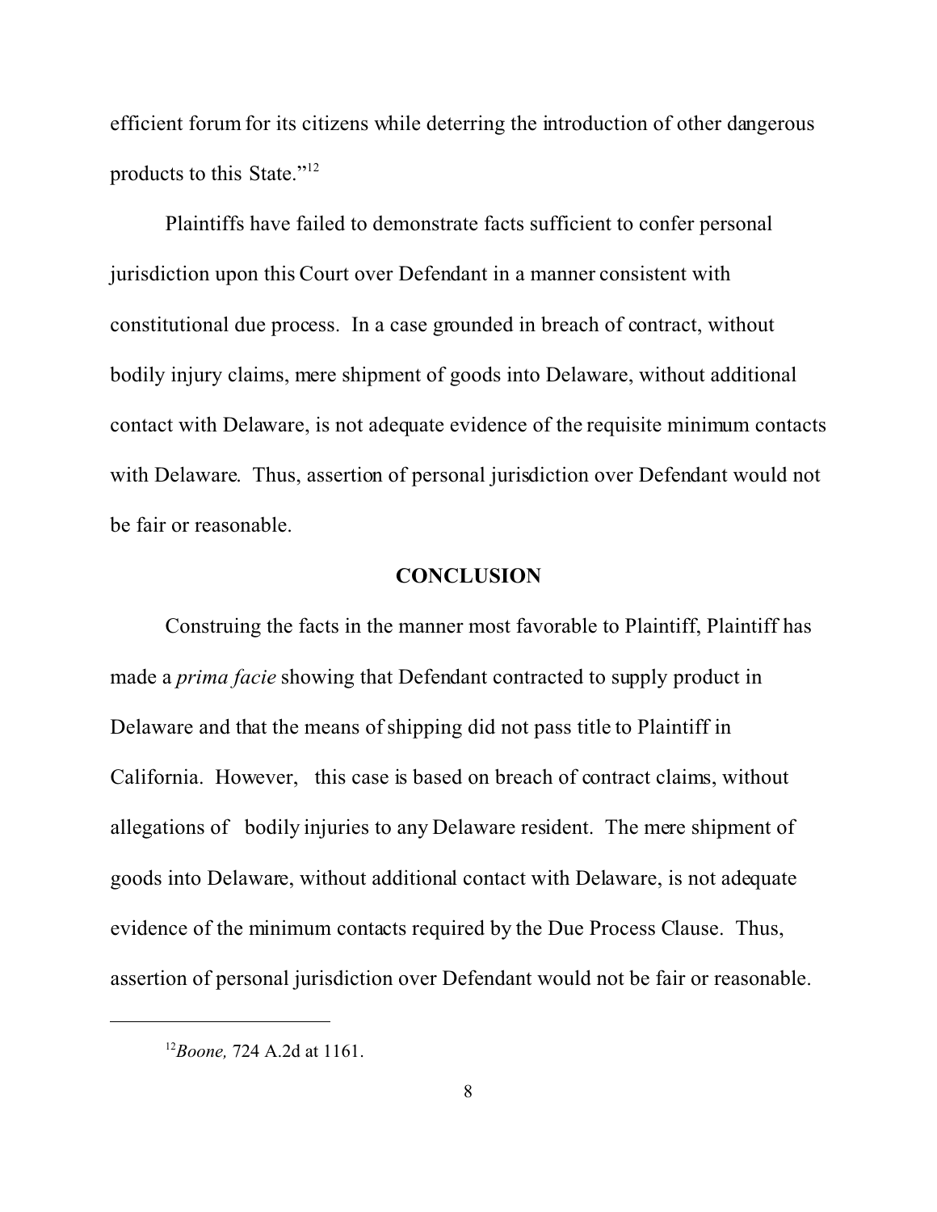efficient forum for its citizens while deterring the introduction of other dangerous products to this State."[12]

Plaintiffs have failed to demonstrate facts sufficient to confer personal jurisdiction upon this Court over Defendant in a manner consistent with constitutional due process. In a case grounded in breach of contract, without bodily injury claims, mere shipment of goods into Delaware, without additional contact with Delaware, is not adequate evidence of the requisite minimum contacts with Delaware. Thus, assertion of personal jurisdiction over Defendant would not be fair or reasonable.

## CONCLUSION

Construing the facts in the manner most favorable to Plaintiff, Plaintiff has made a *prima facie* showing that Defendant contracted to supply product in Delaware and that the means of shipping did not pass title to Plaintiff in California. However, this case is based on breach of contract claims, without allegations of bodily injuries to any Delaware resident. The mere shipment of goods into Delaware, without additional contact with Delaware, is not adequate evidence of the minimum contacts required by the Due Process Clause. Thus, assertion of personal jurisdiction over Defendant would not be fair or reasonable.

---

[12] *Boone,* 724 A.2d at 1161.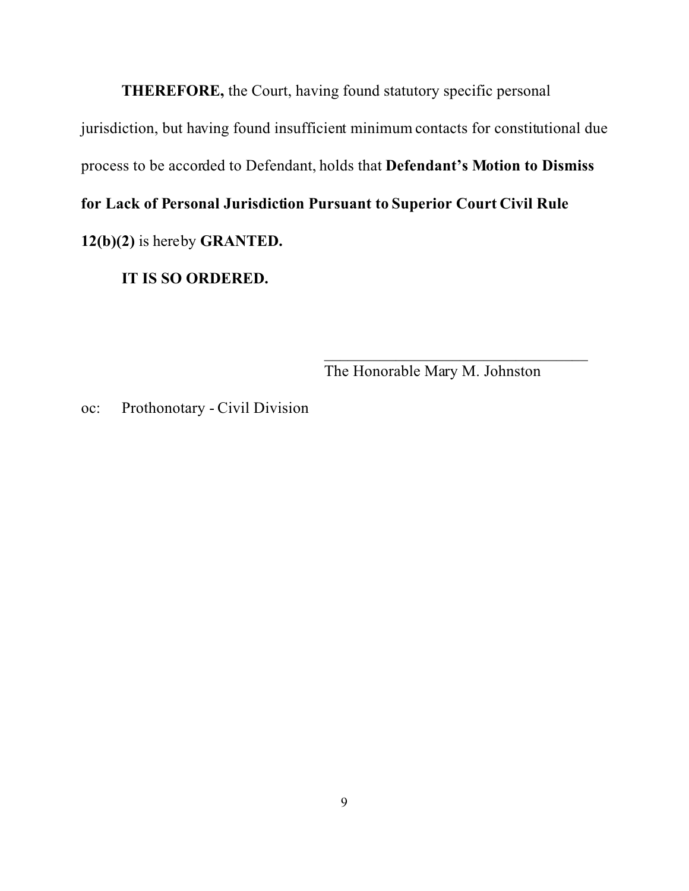**THEREFORE,** the Court, having found statutory specific personal jurisdiction, but having found insufficient minimum contacts for constitutional due process to be accorded to Defendant, holds that **Defendant's Motion to Dismiss for Lack of Personal Jurisdiction Pursuant to Superior Court Civil Rule 12(b)(2)** is hereby **GRANTED.**

**IT IS SO ORDERED.**

\_\_\_\_\_\_\_\_\_\_\_\_\_\_\_\_\_\_\_\_\_\_\_\_\_\_\_\_\_\_\_\_\_\_\_\_

The Honorable Mary M. Johnston

oc: Prothonotary - Civil Division